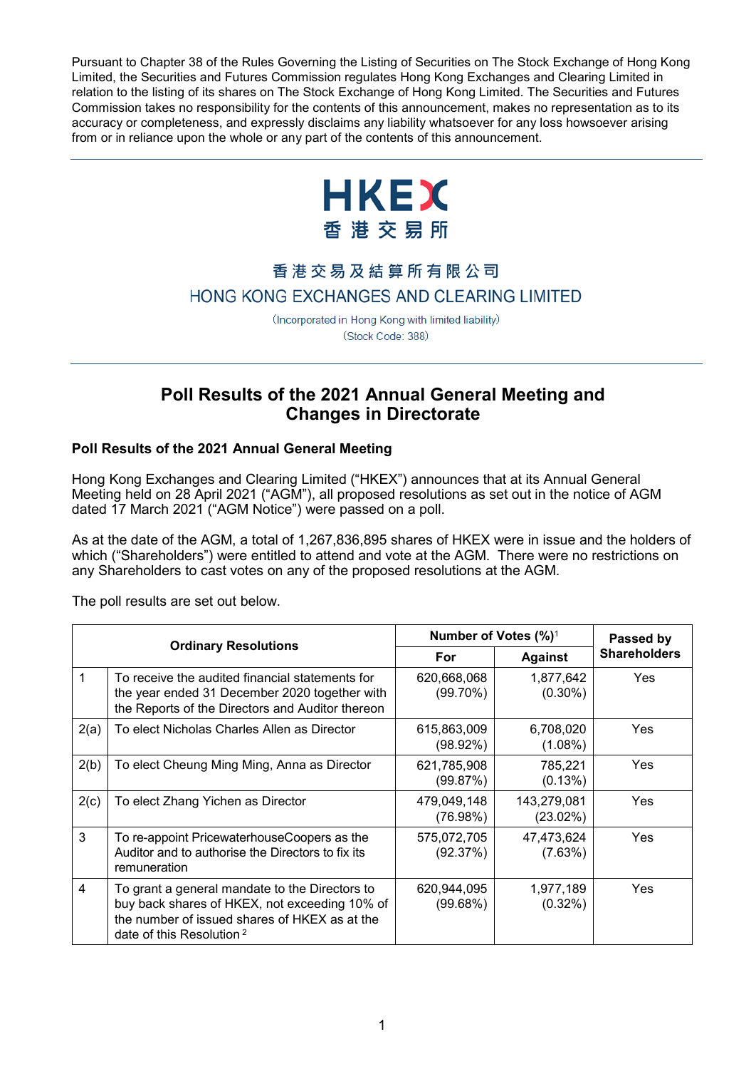Pursuant to Chapter 38 of the Rules Governing the Listing of Securities on The Stock Exchange of Hong Kong Limited, the Securities and Futures Commission regulates Hong Kong Exchanges and Clearing Limited in relation to the listing of its shares on The Stock Exchange of Hong Kong Limited. The Securities and Futures Commission takes no responsibility for the contents of this announcement, makes no representation as to its accuracy or completeness, and expressly disclaims any liability whatsoever for any loss howsoever arising from or in reliance upon the whole or any part of the contents of this announcement.

HKEX
香港交易所

香港交易及結算所有限公司
HONG KONG EXCHANGES AND CLEARING LIMITED

(Incorporated in Hong Kong with limited liability)
(Stock Code: 388)

# Poll Results of the 2021 Annual General Meeting and Changes in Directorate

## Poll Results of the 2021 Annual General Meeting

Hong Kong Exchanges and Clearing Limited ("HKEX") announces that at its Annual General Meeting held on 28 April 2021 ("AGM"), all proposed resolutions as set out in the notice of AGM dated 17 March 2021 ("AGM Notice") were passed on a poll.

As at the date of the AGM, a total of 1,267,836,895 shares of HKEX were in issue and the holders of which ("Shareholders") were entitled to attend and vote at the AGM. There were no restrictions on any Shareholders to cast votes on any of the proposed resolutions at the AGM.

The poll results are set out below.

| Ordinary Resolutions | | Number of Votes (%)[1] | | Passed by Shareholders |
|---|---|---|---|---|
| | | For | Against | |
| 1 | To receive the audited financial statements for the year ended 31 December 2020 together with the Reports of the Directors and Auditor thereon | 620,668,068 (99.70%) | 1,877,642 (0.30%) | Yes |
| 2(a) | To elect Nicholas Charles Allen as Director | 615,863,009 (98.92%) | 6,708,020 (1.08%) | Yes |
| 2(b) | To elect Cheung Ming Ming, Anna as Director | 621,785,908 (99.87%) | 785,221 (0.13%) | Yes |
| 2(c) | To elect Zhang Yichen as Director | 479,049,148 (76.98%) | 143,279,081 (23.02%) | Yes |
| 3 | To re-appoint PricewaterhouseCoopers as the Auditor and to authorise the Directors to fix its remuneration | 575,072,705 (92.37%) | 47,473,624 (7.63%) | Yes |
| 4 | To grant a general mandate to the Directors to buy back shares of HKEX, not exceeding 10% of the number of issued shares of HKEX as at the date of this Resolution[2] | 620,944,095 (99.68%) | 1,977,189 (0.32%) | Yes |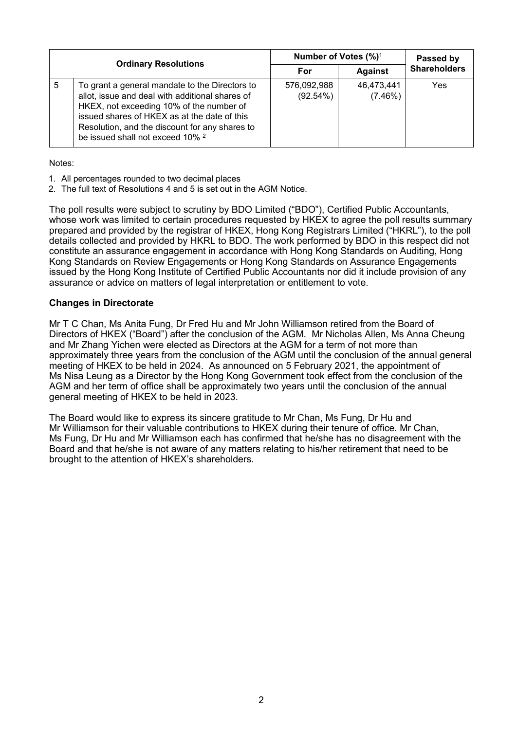| Ordinary Resolutions | | Number of Votes (%)[1] | | Passed by Shareholders |
|---|---|---|---|---|
| | | For | Against | |
| 5 | To grant a general mandate to the Directors to allot, issue and deal with additional shares of HKEX, not exceeding 10% of the number of issued shares of HKEX as at the date of this Resolution, and the discount for any shares to be issued shall not exceed 10% [2] | 576,092,988 (92.54%) | 46,473,441 (7.46%) | Yes |

Notes:

1. All percentages rounded to two decimal places
2. The full text of Resolutions 4 and 5 is set out in the AGM Notice.

The poll results were subject to scrutiny by BDO Limited ("BDO"), Certified Public Accountants, whose work was limited to certain procedures requested by HKEX to agree the poll results summary prepared and provided by the registrar of HKEX, Hong Kong Registrars Limited ("HKRL"), to the poll details collected and provided by HKRL to BDO. The work performed by BDO in this respect did not constitute an assurance engagement in accordance with Hong Kong Standards on Auditing, Hong Kong Standards on Review Engagements or Hong Kong Standards on Assurance Engagements issued by the Hong Kong Institute of Certified Public Accountants nor did it include provision of any assurance or advice on matters of legal interpretation or entitlement to vote.

**Changes in Directorate**

Mr T C Chan, Ms Anita Fung, Dr Fred Hu and Mr John Williamson retired from the Board of Directors of HKEX ("Board") after the conclusion of the AGM. Mr Nicholas Allen, Ms Anna Cheung and Mr Zhang Yichen were elected as Directors at the AGM for a term of not more than approximately three years from the conclusion of the AGM until the conclusion of the annual general meeting of HKEX to be held in 2024. As announced on 5 February 2021, the appointment of Ms Nisa Leung as a Director by the Hong Kong Government took effect from the conclusion of the AGM and her term of office shall be approximately two years until the conclusion of the annual general meeting of HKEX to be held in 2023.

The Board would like to express its sincere gratitude to Mr Chan, Ms Fung, Dr Hu and Mr Williamson for their valuable contributions to HKEX during their tenure of office. Mr Chan, Ms Fung, Dr Hu and Mr Williamson each has confirmed that he/she has no disagreement with the Board and that he/she is not aware of any matters relating to his/her retirement that need to be brought to the attention of HKEX's shareholders.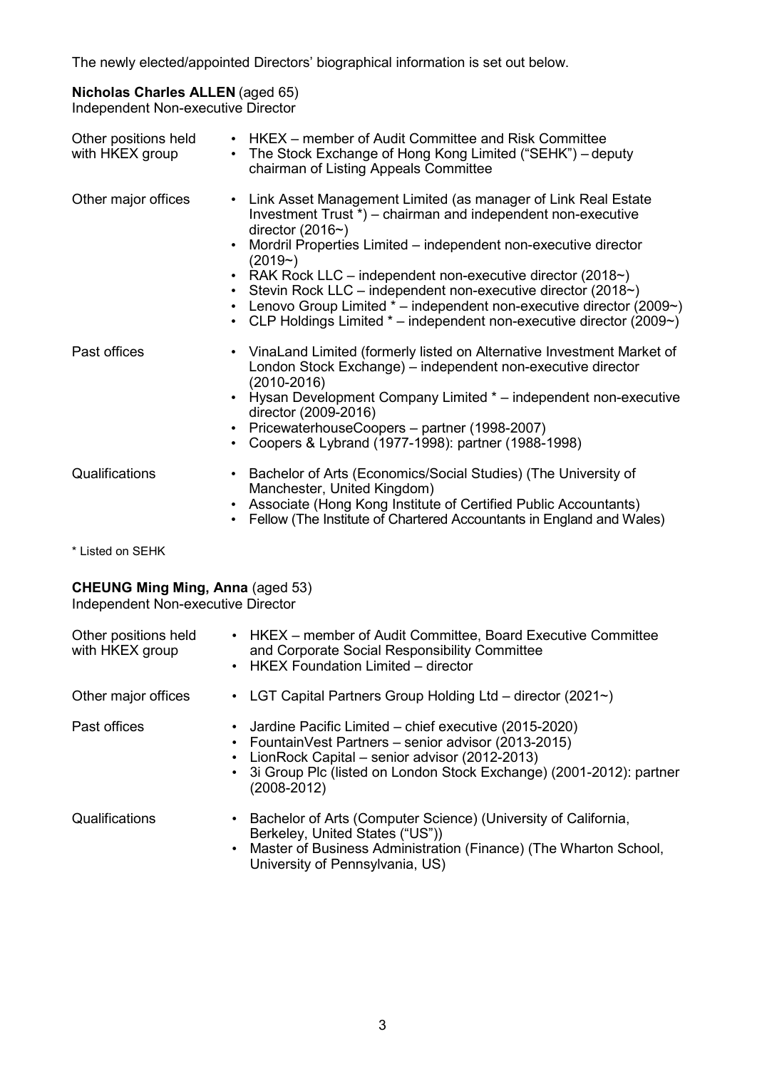The newly elected/appointed Directors' biographical information is set out below.

**Nicholas Charles ALLEN** (aged 65)
Independent Non-executive Director

| | |
|---|---|
| Other positions held with HKEX group | • HKEX – member of Audit Committee and Risk Committee<br>• The Stock Exchange of Hong Kong Limited ("SEHK") – deputy chairman of Listing Appeals Committee |
| Other major offices | • Link Asset Management Limited (as manager of Link Real Estate Investment Trust *) – chairman and independent non-executive director (2016~)<br>• Mordril Properties Limited – independent non-executive director (2019~)<br>• RAK Rock LLC – independent non-executive director (2018~)<br>• Stevin Rock LLC – independent non-executive director (2018~)<br>• Lenovo Group Limited * – independent non-executive director (2009~)<br>• CLP Holdings Limited * – independent non-executive director (2009~) |
| Past offices | • VinaLand Limited (formerly listed on Alternative Investment Market of London Stock Exchange) – independent non-executive director (2010-2016)<br>• Hysan Development Company Limited * – independent non-executive director (2009-2016)<br>• PricewaterhouseCoopers – partner (1998-2007)<br>• Coopers & Lybrand (1977-1998): partner (1988-1998) |
| Qualifications | • Bachelor of Arts (Economics/Social Studies) (The University of Manchester, United Kingdom)<br>• Associate (Hong Kong Institute of Certified Public Accountants)<br>• Fellow (The Institute of Chartered Accountants in England and Wales) |

* Listed on SEHK

**CHEUNG Ming Ming, Anna** (aged 53)
Independent Non-executive Director

| | |
|---|---|
| Other positions held with HKEX group | • HKEX – member of Audit Committee, Board Executive Committee and Corporate Social Responsibility Committee<br>• HKEX Foundation Limited – director |
| Other major offices | • LGT Capital Partners Group Holding Ltd – director (2021~) |
| Past offices | • Jardine Pacific Limited – chief executive (2015-2020)<br>• FountainVest Partners – senior advisor (2013-2015)<br>• LionRock Capital – senior advisor (2012-2013)<br>• 3i Group Plc (listed on London Stock Exchange) (2001-2012): partner (2008-2012) |
| Qualifications | • Bachelor of Arts (Computer Science) (University of California, Berkeley, United States ("US"))<br>• Master of Business Administration (Finance) (The Wharton School, University of Pennsylvania, US) |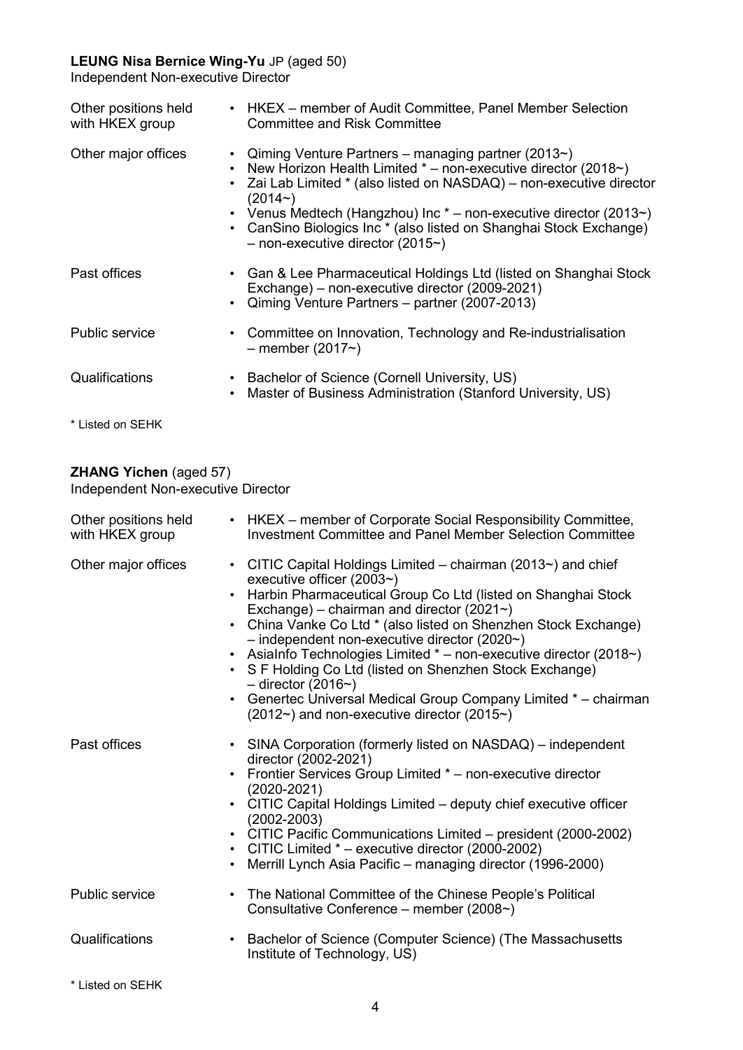**LEUNG Nisa Bernice Wing-Yu** JP (aged 50)
Independent Non-executive Director

| | |
|---|---|
| Other positions held with HKEX group | • HKEX – member of Audit Committee, Panel Member Selection Committee and Risk Committee |
| Other major offices | • Qiming Venture Partners – managing partner (2013~)<br>• New Horizon Health Limited * – non-executive director (2018~)<br>• Zai Lab Limited * (also listed on NASDAQ) – non-executive director (2014~)<br>• Venus Medtech (Hangzhou) Inc * – non-executive director (2013~)<br>• CanSino Biologics Inc * (also listed on Shanghai Stock Exchange) – non-executive director (2015~) |
| Past offices | • Gan & Lee Pharmaceutical Holdings Ltd (listed on Shanghai Stock Exchange) – non-executive director (2009-2021)<br>• Qiming Venture Partners – partner (2007-2013) |
| Public service | • Committee on Innovation, Technology and Re-industrialisation – member (2017~) |
| Qualifications | • Bachelor of Science (Cornell University, US)<br>• Master of Business Administration (Stanford University, US) |

\* Listed on SEHK

**ZHANG Yichen** (aged 57)
Independent Non-executive Director

| | |
|---|---|
| Other positions held with HKEX group | • HKEX – member of Corporate Social Responsibility Committee, Investment Committee and Panel Member Selection Committee |
| Other major offices | • CITIC Capital Holdings Limited – chairman (2013~) and chief executive officer (2003~)<br>• Harbin Pharmaceutical Group Co Ltd (listed on Shanghai Stock Exchange) – chairman and director (2021~)<br>• China Vanke Co Ltd * (also listed on Shenzhen Stock Exchange) – independent non-executive director (2020~)<br>• AsiaInfo Technologies Limited * – non-executive director (2018~)<br>• S F Holding Co Ltd (listed on Shenzhen Stock Exchange) – director (2016~)<br>• Genertec Universal Medical Group Company Limited * – chairman (2012~) and non-executive director (2015~) |
| Past offices | • SINA Corporation (formerly listed on NASDAQ) – independent director (2002-2021)<br>• Frontier Services Group Limited * – non-executive director (2020-2021)<br>• CITIC Capital Holdings Limited – deputy chief executive officer (2002-2003)<br>• CITIC Pacific Communications Limited – president (2000-2002)<br>• CITIC Limited * – executive director (2000-2002)<br>• Merrill Lynch Asia Pacific – managing director (1996-2000) |
| Public service | • The National Committee of the Chinese People's Political Consultative Conference – member (2008~) |
| Qualifications | • Bachelor of Science (Computer Science) (The Massachusetts Institute of Technology, US) |

\* Listed on SEHK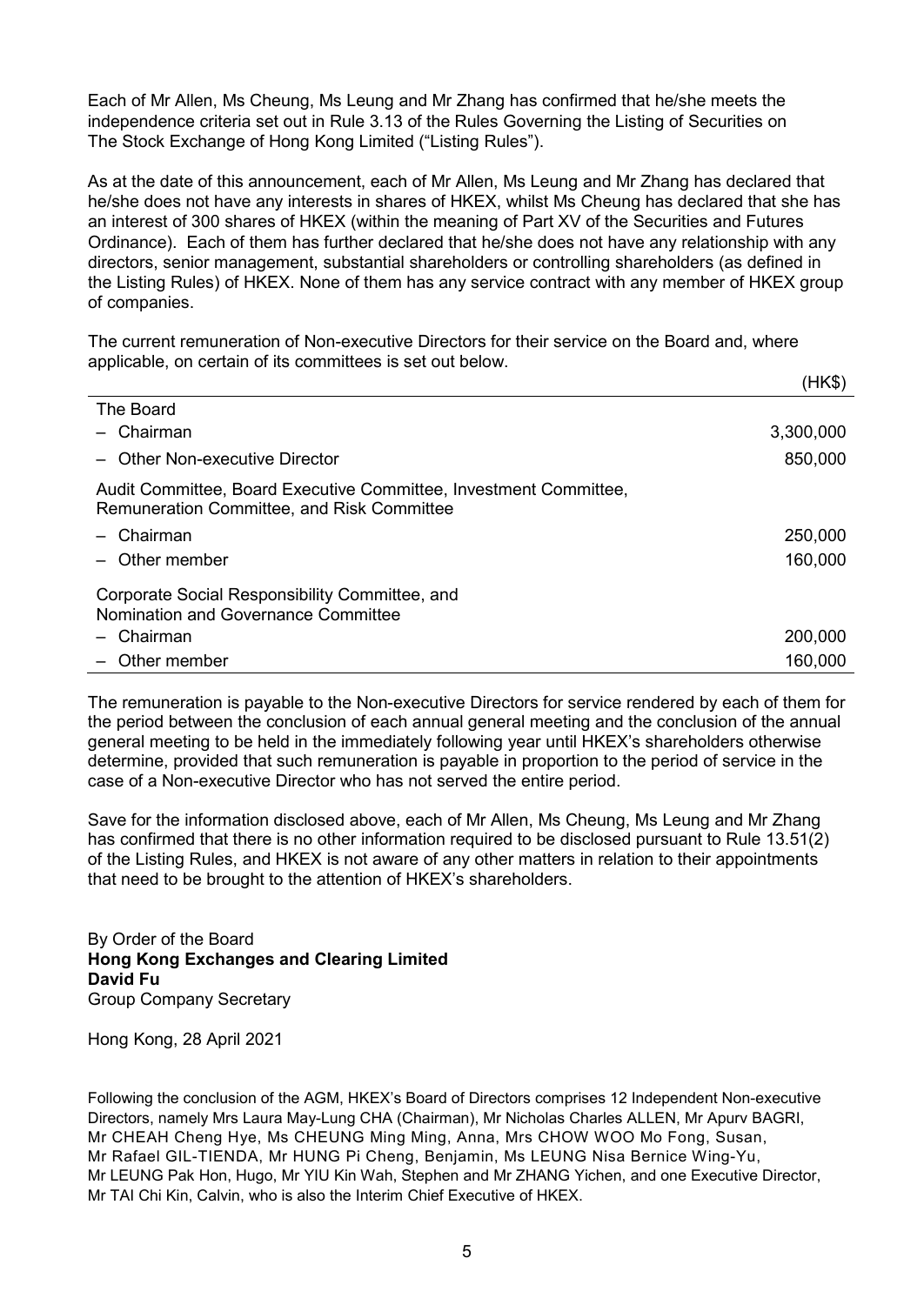Each of Mr Allen, Ms Cheung, Ms Leung and Mr Zhang has confirmed that he/she meets the independence criteria set out in Rule 3.13 of the Rules Governing the Listing of Securities on The Stock Exchange of Hong Kong Limited ("Listing Rules").

As at the date of this announcement, each of Mr Allen, Ms Leung and Mr Zhang has declared that he/she does not have any interests in shares of HKEX, whilst Ms Cheung has declared that she has an interest of 300 shares of HKEX (within the meaning of Part XV of the Securities and Futures Ordinance). Each of them has further declared that he/she does not have any relationship with any directors, senior management, substantial shareholders or controlling shareholders (as defined in the Listing Rules) of HKEX. None of them has any service contract with any member of HKEX group of companies.

The current remuneration of Non-executive Directors for their service on the Board and, where applicable, on certain of its committees is set out below.

| | (HK$) |
|---|---|
| The Board | |
| – Chairman | 3,300,000 |
| – Other Non-executive Director | 850,000 |
| Audit Committee, Board Executive Committee, Investment Committee, Remuneration Committee, and Risk Committee | |
| – Chairman | 250,000 |
| – Other member | 160,000 |
| Corporate Social Responsibility Committee, and Nomination and Governance Committee | |
| – Chairman | 200,000 |
| – Other member | 160,000 |

The remuneration is payable to the Non-executive Directors for service rendered by each of them for the period between the conclusion of each annual general meeting and the conclusion of the annual general meeting to be held in the immediately following year until HKEX's shareholders otherwise determine, provided that such remuneration is payable in proportion to the period of service in the case of a Non-executive Director who has not served the entire period.

Save for the information disclosed above, each of Mr Allen, Ms Cheung, Ms Leung and Mr Zhang has confirmed that there is no other information required to be disclosed pursuant to Rule 13.51(2) of the Listing Rules, and HKEX is not aware of any other matters in relation to their appointments that need to be brought to the attention of HKEX's shareholders.

By Order of the Board
**Hong Kong Exchanges and Clearing Limited**
**David Fu**
Group Company Secretary

Hong Kong, 28 April 2021

Following the conclusion of the AGM, HKEX's Board of Directors comprises 12 Independent Non-executive Directors, namely Mrs Laura May-Lung CHA (Chairman), Mr Nicholas Charles ALLEN, Mr Apurv BAGRI, Mr CHEAH Cheng Hye, Ms CHEUNG Ming Ming, Anna, Mrs CHOW WOO Mo Fong, Susan, Mr Rafael GIL-TIENDA, Mr HUNG Pi Cheng, Benjamin, Ms LEUNG Nisa Bernice Wing-Yu, Mr LEUNG Pak Hon, Hugo, Mr YIU Kin Wah, Stephen and Mr ZHANG Yichen, and one Executive Director, Mr TAI Chi Kin, Calvin, who is also the Interim Chief Executive of HKEX.